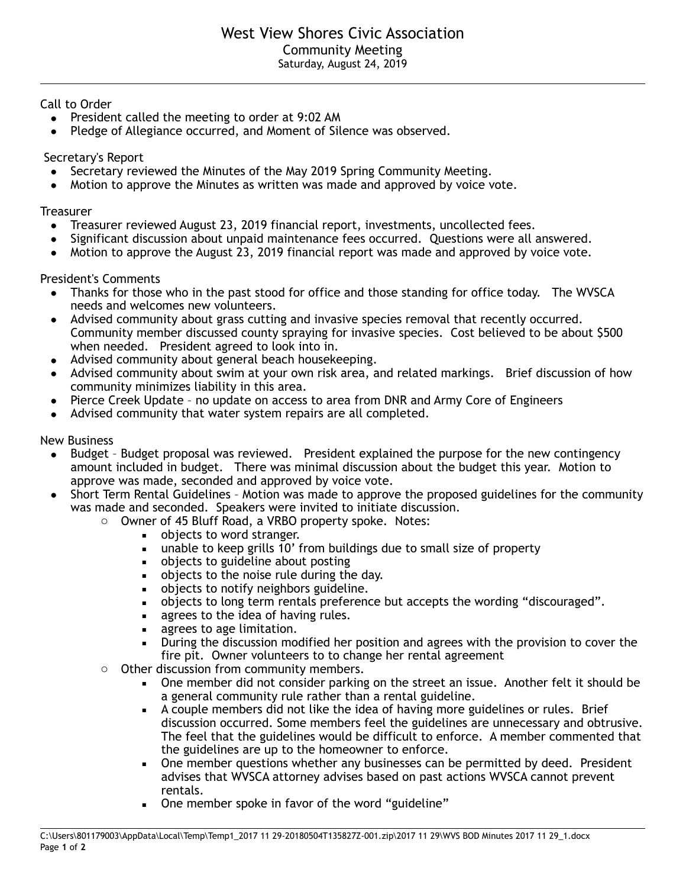# West View Shores Civic Association

## Community Meeting

Saturday, August 24, 2019

---

Call to Order

- President called the meeting to order at 9:02 AM
- Pledge of Allegiance occurred, and Moment of Silence was observed.

Secretary's Report

- Secretary reviewed the Minutes of the May 2019 Spring Community Meeting.
- Motion to approve the Minutes as written was made and approved by voice vote.

Treasurer

- Treasurer reviewed August 23, 2019 financial report, investments, uncollected fees.
- Significant discussion about unpaid maintenance fees occurred. Questions were all answered.
- Motion to approve the August 23, 2019 financial report was made and approved by voice vote.

President's Comments

- Thanks for those who in the past stood for office and those standing for office today. The WVSCA needs and welcomes new volunteers.
- Advised community about grass cutting and invasive species removal that recently occurred. Community member discussed county spraying for invasive species. Cost believed to be about $500 when needed. President agreed to look into in.
- Advised community about general beach housekeeping.
- Advised community about swim at your own risk area, and related markings. Brief discussion of how community minimizes liability in this area.
- Pierce Creek Update – no update on access to area from DNR and Army Core of Engineers
- Advised community that water system repairs are all completed.

New Business

- Budget – Budget proposal was reviewed. President explained the purpose for the new contingency amount included in budget. There was minimal discussion about the budget this year. Motion to approve was made, seconded and approved by voice vote.
- Short Term Rental Guidelines – Motion was made to approve the proposed guidelines for the community was made and seconded. Speakers were invited to initiate discussion.
  - Owner of 45 Bluff Road, a VRBO property spoke. Notes:
    - objects to word stranger.
    - unable to keep grills 10' from buildings due to small size of property
    - objects to guideline about posting
    - objects to the noise rule during the day.
    - objects to notify neighbors guideline.
    - objects to long term rentals preference but accepts the wording "discouraged".
    - agrees to the idea of having rules.
    - agrees to age limitation.
    - During the discussion modified her position and agrees with the provision to cover the fire pit. Owner volunteers to to change her rental agreement
  - Other discussion from community members.
    - One member did not consider parking on the street an issue. Another felt it should be a general community rule rather than a rental guideline.
    - A couple members did not like the idea of having more guidelines or rules. Brief discussion occurred. Some members feel the guidelines are unnecessary and obtrusive. The feel that the guidelines would be difficult to enforce. A member commented that the guidelines are up to the homeowner to enforce.
    - One member questions whether any businesses can be permitted by deed. President advises that WVSCA attorney advises based on past actions WVSCA cannot prevent rentals.
    - One member spoke in favor of the word "guideline"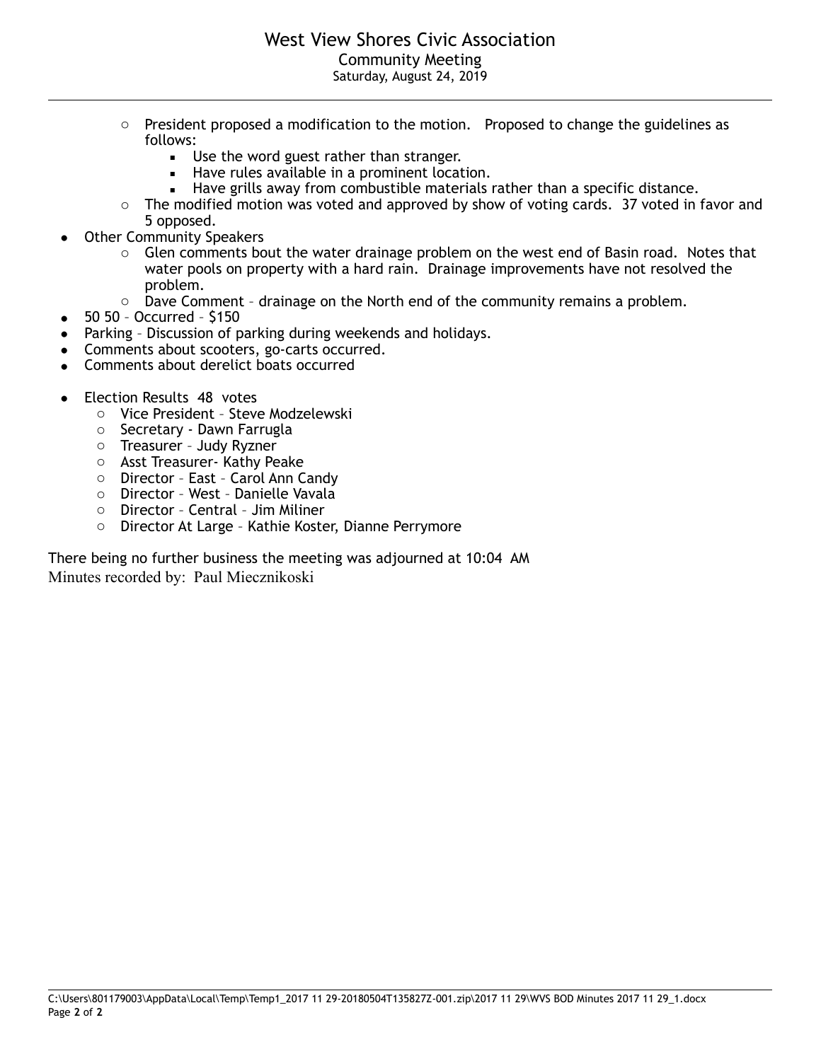- President proposed a modification to the motion. Proposed to change the guidelines as follows:
  - Use the word guest rather than stranger.
  - Have rules available in a prominent location.
  - Have grills away from combustible materials rather than a specific distance.
- The modified motion was voted and approved by show of voting cards. 37 voted in favor and 5 opposed.

- Other Community Speakers
  - Glen comments bout the water drainage problem on the west end of Basin road. Notes that water pools on property with a hard rain. Drainage improvements have not resolved the problem.
  - Dave Comment – drainage on the North end of the community remains a problem.
- 50 50 – Occurred – $150
- Parking – Discussion of parking during weekends and holidays.
- Comments about scooters, go-carts occurred.
- Comments about derelict boats occurred

- Election Results 48 votes
  - Vice President – Steve Modzelewski
  - Secretary - Dawn Farrugla
  - Treasurer – Judy Ryzner
  - Asst Treasurer- Kathy Peake
  - Director – East – Carol Ann Candy
  - Director – West – Danielle Vavala
  - Director – Central – Jim Miliner
  - Director At Large – Kathie Koster, Dianne Perrymore

There being no further business the meeting was adjourned at 10:04 AM

Minutes recorded by: Paul Miecznikoski